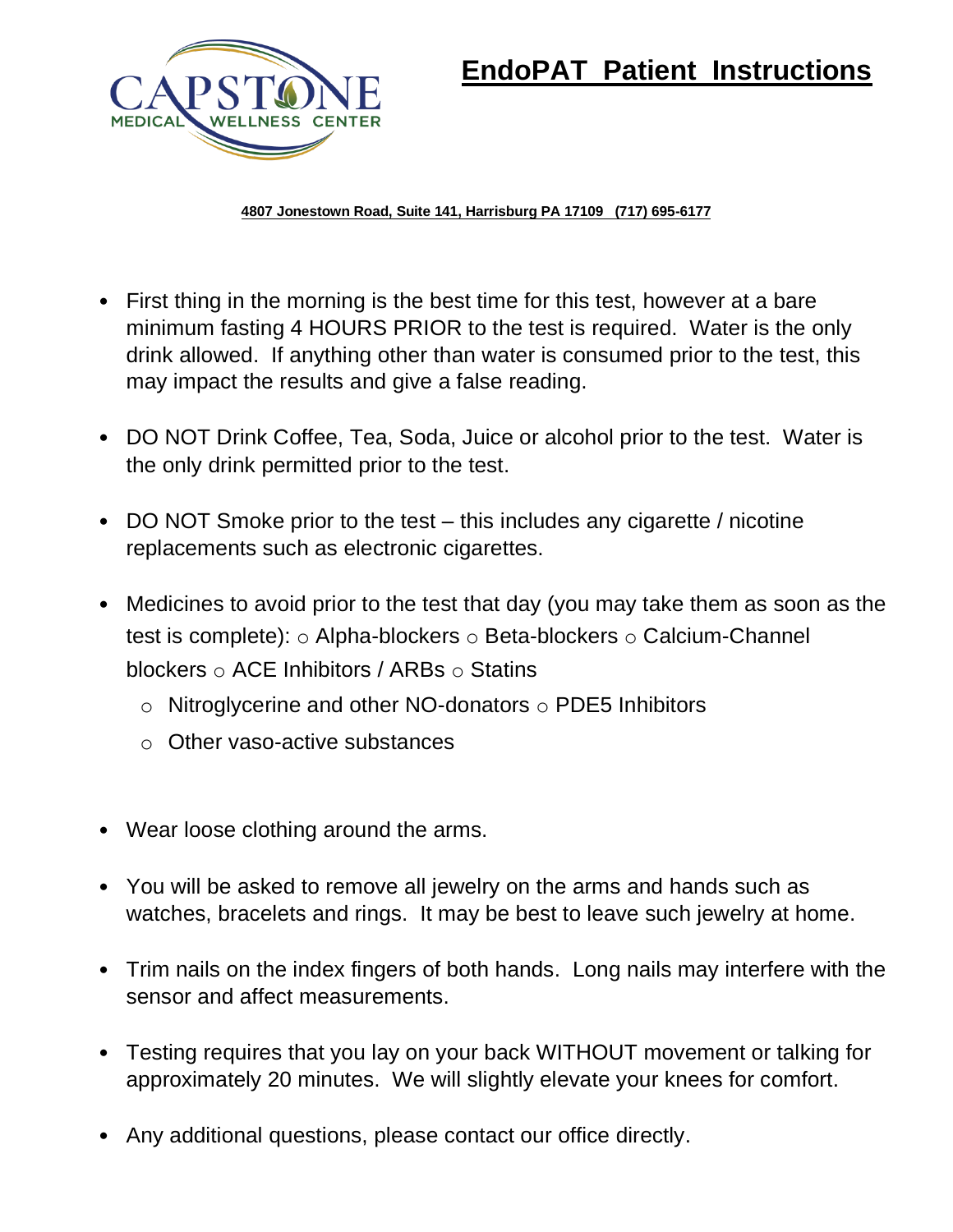# EndoPAT Patient Instructions

CAPSTONE MEDICAL WELLNESS CENTER

**4807 Jonestown Road, Suite 141, Harrisburg PA 17109 (717) 695-6177**

- First thing in the morning is the best time for this test, however at a bare minimum fasting 4 HOURS PRIOR to the test is required. Water is the only drink allowed. If anything other than water is consumed prior to the test, this may impact the results and give a false reading.

- DO NOT Drink Coffee, Tea, Soda, Juice or alcohol prior to the test. Water is the only drink permitted prior to the test.

- DO NOT Smoke prior to the test – this includes any cigarette / nicotine replacements such as electronic cigarettes.

- Medicines to avoid prior to the test that day (you may take them as soon as the test is complete): ○ Alpha-blockers ○ Beta-blockers ○ Calcium-Channel blockers ○ ACE Inhibitors / ARBs ○ Statins
    - Nitroglycerine and other NO-donators ○ PDE5 Inhibitors
    - Other vaso-active substances

- Wear loose clothing around the arms.

- You will be asked to remove all jewelry on the arms and hands such as watches, bracelets and rings. It may be best to leave such jewelry at home.

- Trim nails on the index fingers of both hands. Long nails may interfere with the sensor and affect measurements.

- Testing requires that you lay on your back WITHOUT movement or talking for approximately 20 minutes. We will slightly elevate your knees for comfort.

- Any additional questions, please contact our office directly.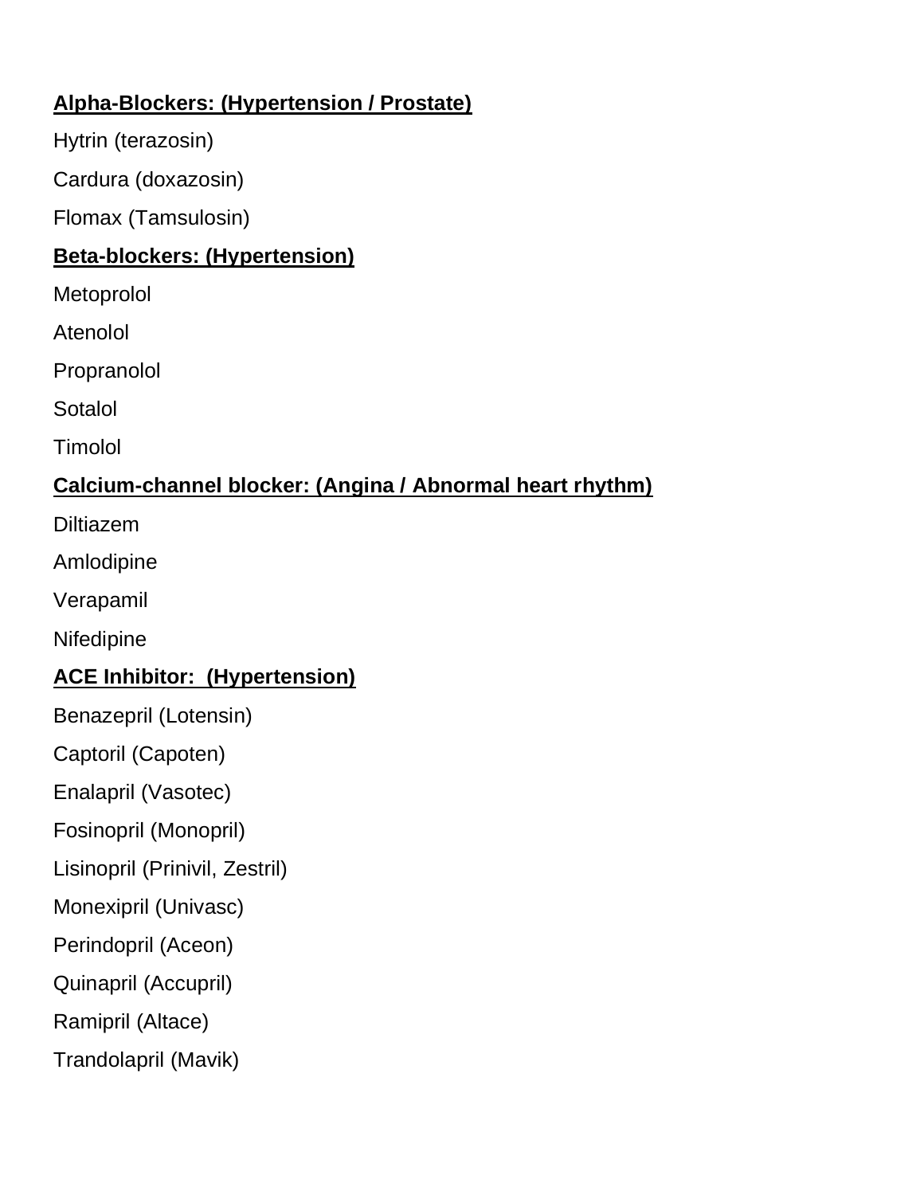**<u>Alpha-Blockers: (Hypertension / Prostate)</u>**

Hytrin (terazosin)

Cardura (doxazosin)

Flomax (Tamsulosin)

**<u>Beta-blockers: (Hypertension)</u>**

Metoprolol

Atenolol

Propranolol

Sotalol

Timolol

**<u>Calcium-channel blocker: (Angina / Abnormal heart rhythm)</u>**

Diltiazem

Amlodipine

Verapamil

Nifedipine

**<u>ACE Inhibitor: (Hypertension)</u>**

Benazepril (Lotensin)

Captoril (Capoten)

Enalapril (Vasotec)

Fosinopril (Monopril)

Lisinopril (Prinivil, Zestril)

Monexipril (Univasc)

Perindopril (Aceon)

Quinapril (Accupril)

Ramipril (Altace)

Trandolapril (Mavik)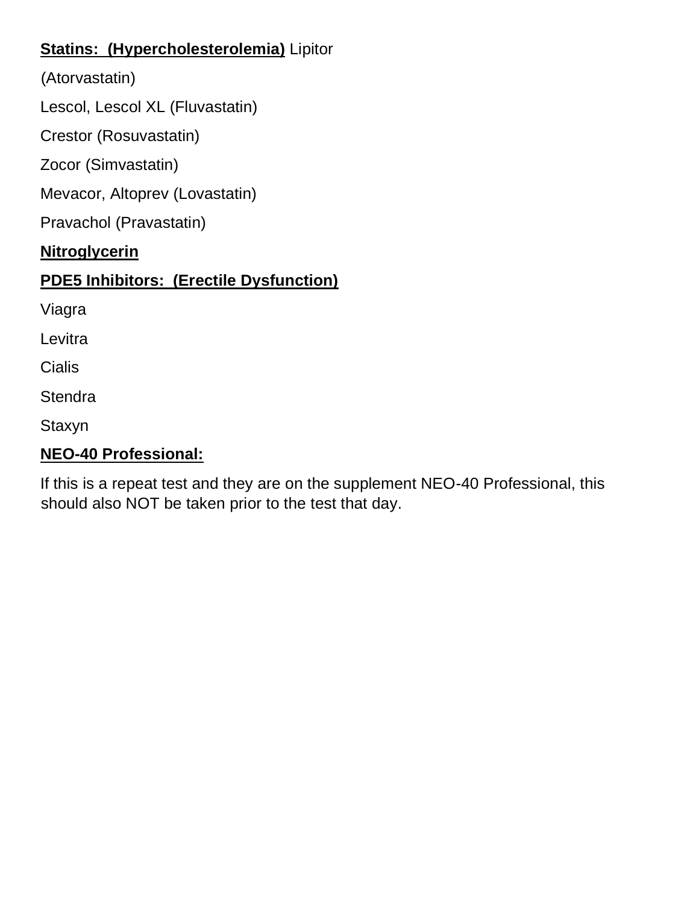**Statins: (Hypercholesterolemia)** Lipitor

(Atorvastatin)

Lescol, Lescol XL (Fluvastatin)

Crestor (Rosuvastatin)

Zocor (Simvastatin)

Mevacor, Altoprev (Lovastatin)

Pravachol (Pravastatin)

**Nitroglycerin**

**PDE5 Inhibitors: (Erectile Dysfunction)**

Viagra

Levitra

Cialis

Stendra

Staxyn

**NEO-40 Professional:**

If this is a repeat test and they are on the supplement NEO-40 Professional, this should also NOT be taken prior to the test that day.